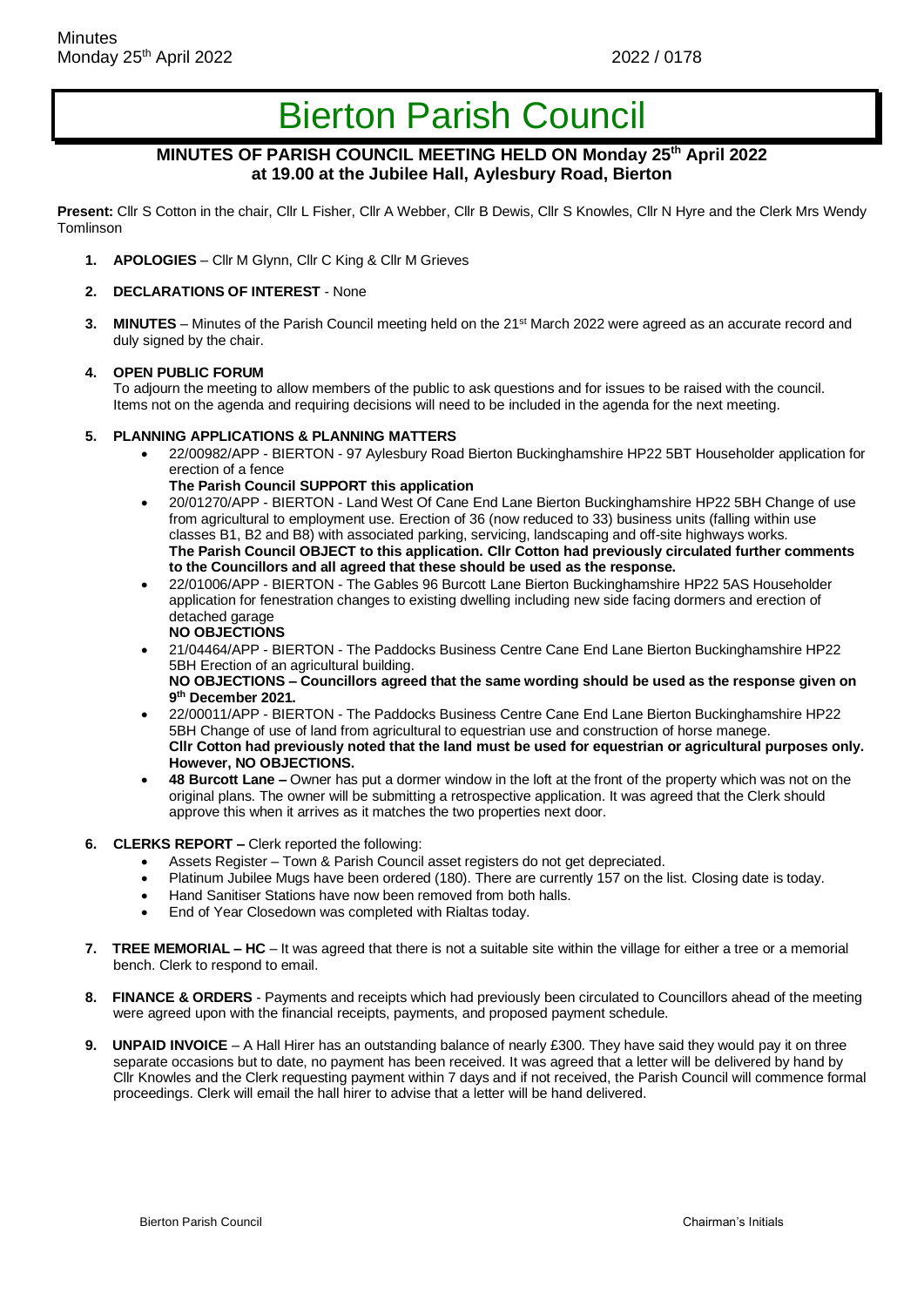# Bierton Parish Council

**MINUTES OF PARISH COUNCIL MEETING HELD ON Monday 25th April 2022 at 19.00 at the Jubilee Hall, Aylesbury Road, Bierton**

**Present:** Cllr S Cotton in the chair, Cllr L Fisher, Cllr A Webber, Cllr B Dewis, Cllr S Knowles, Cllr N Hyre and the Clerk Mrs Wendy Tomlinson

1. **APOLOGIES** – Cllr M Glynn, Cllr C King & Cllr M Grieves

2. **DECLARATIONS OF INTEREST** - None

3. **MINUTES** – Minutes of the Parish Council meeting held on the 21st March 2022 were agreed as an accurate record and duly signed by the chair.

4. **OPEN PUBLIC FORUM**
   To adjourn the meeting to allow members of the public to ask questions and for issues to be raised with the council. Items not on the agenda and requiring decisions will need to be included in the agenda for the next meeting.

5. **PLANNING APPLICATIONS & PLANNING MATTERS**
   - 22/00982/APP - BIERTON - 97 Aylesbury Road Bierton Buckinghamshire HP22 5BT Householder application for erection of a fence
     **The Parish Council SUPPORT this application**
   - 20/01270/APP - BIERTON - Land West Of Cane End Lane Bierton Buckinghamshire HP22 5BH Change of use from agricultural to employment use. Erection of 36 (now reduced to 33) business units (falling within use classes B1, B2 and B8) with associated parking, servicing, landscaping and off-site highways works.
     **The Parish Council OBJECT to this application. Cllr Cotton had previously circulated further comments to the Councillors and all agreed that these should be used as the response.**
   - 22/01006/APP - BIERTON - The Gables 96 Burcott Lane Bierton Buckinghamshire HP22 5AS Householder application for fenestration changes to existing dwelling including new side facing dormers and erection of detached garage
     **NO OBJECTIONS**
   - 21/04464/APP - BIERTON - The Paddocks Business Centre Cane End Lane Bierton Buckinghamshire HP22 5BH Erection of an agricultural building.
     **NO OBJECTIONS – Councillors agreed that the same wording should be used as the response given on 9th December 2021.**
   - 22/00011/APP - BIERTON - The Paddocks Business Centre Cane End Lane Bierton Buckinghamshire HP22 5BH Change of use of land from agricultural to equestrian use and construction of horse manege.
     **Cllr Cotton had previously noted that the land must be used for equestrian or agricultural purposes only. However, NO OBJECTIONS.**
   - **48 Burcott Lane –** Owner has put a dormer window in the loft at the front of the property which was not on the original plans. The owner will be submitting a retrospective application. It was agreed that the Clerk should approve this when it arrives as it matches the two properties next door.

6. **CLERKS REPORT –** Clerk reported the following:
   - Assets Register – Town & Parish Council asset registers do not get depreciated.
   - Platinum Jubilee Mugs have been ordered (180). There are currently 157 on the list. Closing date is today.
   - Hand Sanitiser Stations have now been removed from both halls.
   - End of Year Closedown was completed with Rialtas today.

7. **TREE MEMORIAL – HC** – It was agreed that there is not a suitable site within the village for either a tree or a memorial bench. Clerk to respond to email.

8. **FINANCE & ORDERS** - Payments and receipts which had previously been circulated to Councillors ahead of the meeting were agreed upon with the financial receipts, payments, and proposed payment schedule.

9. **UNPAID INVOICE** – A Hall Hirer has an outstanding balance of nearly £300. They have said they would pay it on three separate occasions but to date, no payment has been received. It was agreed that a letter will be delivered by hand by Cllr Knowles and the Clerk requesting payment within 7 days and if not received, the Parish Council will commence formal proceedings. Clerk will email the hall hirer to advise that a letter will be hand delivered.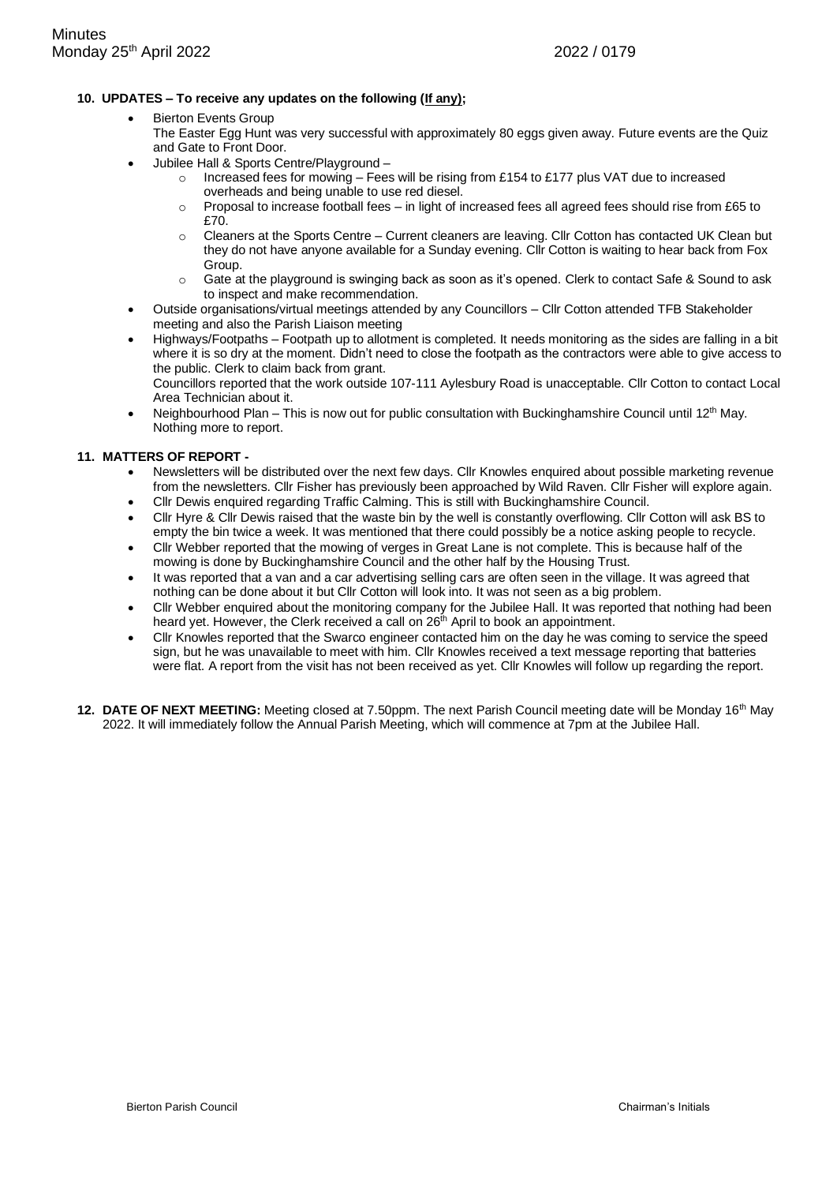**10. UPDATES – To receive any updates on the following (If any);**

- Bierton Events Group
  The Easter Egg Hunt was very successful with approximately 80 eggs given away. Future events are the Quiz and Gate to Front Door.
- Jubilee Hall & Sports Centre/Playground –
  - Increased fees for mowing – Fees will be rising from £154 to £177 plus VAT due to increased overheads and being unable to use red diesel.
  - Proposal to increase football fees – in light of increased fees all agreed fees should rise from £65 to £70.
  - Cleaners at the Sports Centre – Current cleaners are leaving. Cllr Cotton has contacted UK Clean but they do not have anyone available for a Sunday evening. Cllr Cotton is waiting to hear back from Fox Group.
  - Gate at the playground is swinging back as soon as it's opened. Clerk to contact Safe & Sound to ask to inspect and make recommendation.
- Outside organisations/virtual meetings attended by any Councillors – Cllr Cotton attended TFB Stakeholder meeting and also the Parish Liaison meeting
- Highways/Footpaths – Footpath up to allotment is completed. It needs monitoring as the sides are falling in a bit where it is so dry at the moment. Didn't need to close the footpath as the contractors were able to give access to the public. Clerk to claim back from grant.
  Councillors reported that the work outside 107-111 Aylesbury Road is unacceptable. Cllr Cotton to contact Local Area Technician about it.
- Neighbourhood Plan – This is now out for public consultation with Buckinghamshire Council until 12th May. Nothing more to report.

**11. MATTERS OF REPORT -**

- Newsletters will be distributed over the next few days. Cllr Knowles enquired about possible marketing revenue from the newsletters. Cllr Fisher has previously been approached by Wild Raven. Cllr Fisher will explore again.
- Cllr Dewis enquired regarding Traffic Calming. This is still with Buckinghamshire Council.
- Cllr Hyre & Cllr Dewis raised that the waste bin by the well is constantly overflowing. Cllr Cotton will ask BS to empty the bin twice a week. It was mentioned that there could possibly be a notice asking people to recycle.
- Cllr Webber reported that the mowing of verges in Great Lane is not complete. This is because half of the mowing is done by Buckinghamshire Council and the other half by the Housing Trust.
- It was reported that a van and a car advertising selling cars are often seen in the village. It was agreed that nothing can be done about it but Cllr Cotton will look into. It was not seen as a big problem.
- Cllr Webber enquired about the monitoring company for the Jubilee Hall. It was reported that nothing had been heard yet. However, the Clerk received a call on 26th April to book an appointment.
- Cllr Knowles reported that the Swarco engineer contacted him on the day he was coming to service the speed sign, but he was unavailable to meet with him. Cllr Knowles received a text message reporting that batteries were flat. A report from the visit has not been received as yet. Cllr Knowles will follow up regarding the report.

**12. DATE OF NEXT MEETING:** Meeting closed at 7.50ppm. The next Parish Council meeting date will be Monday 16th May 2022. It will immediately follow the Annual Parish Meeting, which will commence at 7pm at the Jubilee Hall.

Chairman's Initials